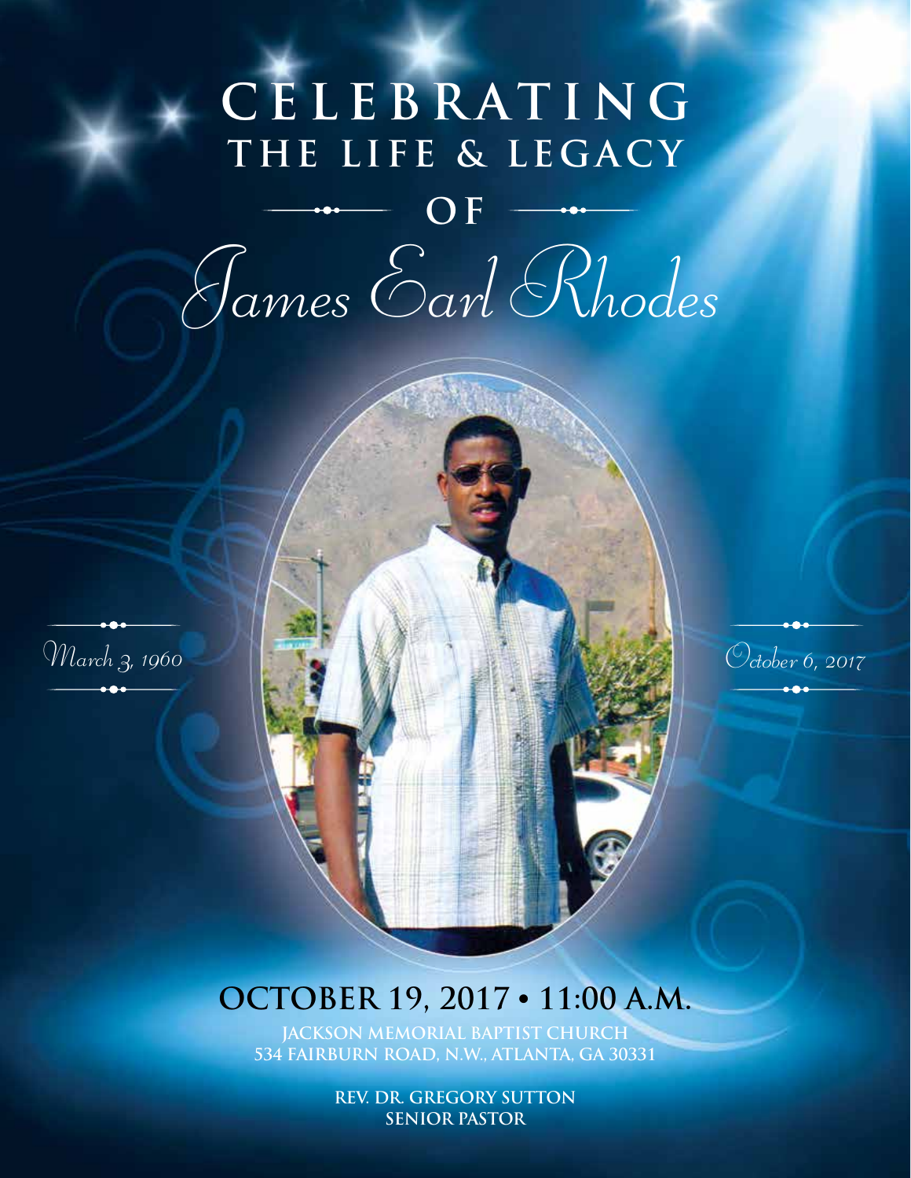# CELEBRATING
## THE LIFE & LEGACY
### OF

# *James Earl Rhodes*

*March 3, 1960* — *October 6, 2017*

**OCTOBER 19, 2017 • 11:00 A.M.**

**JACKSON MEMORIAL BAPTIST CHURCH**
**534 FAIRBURN ROAD, N.W., ATLANTA, GA 30331**

**REV. DR. GREGORY SUTTON**
**SENIOR PASTOR**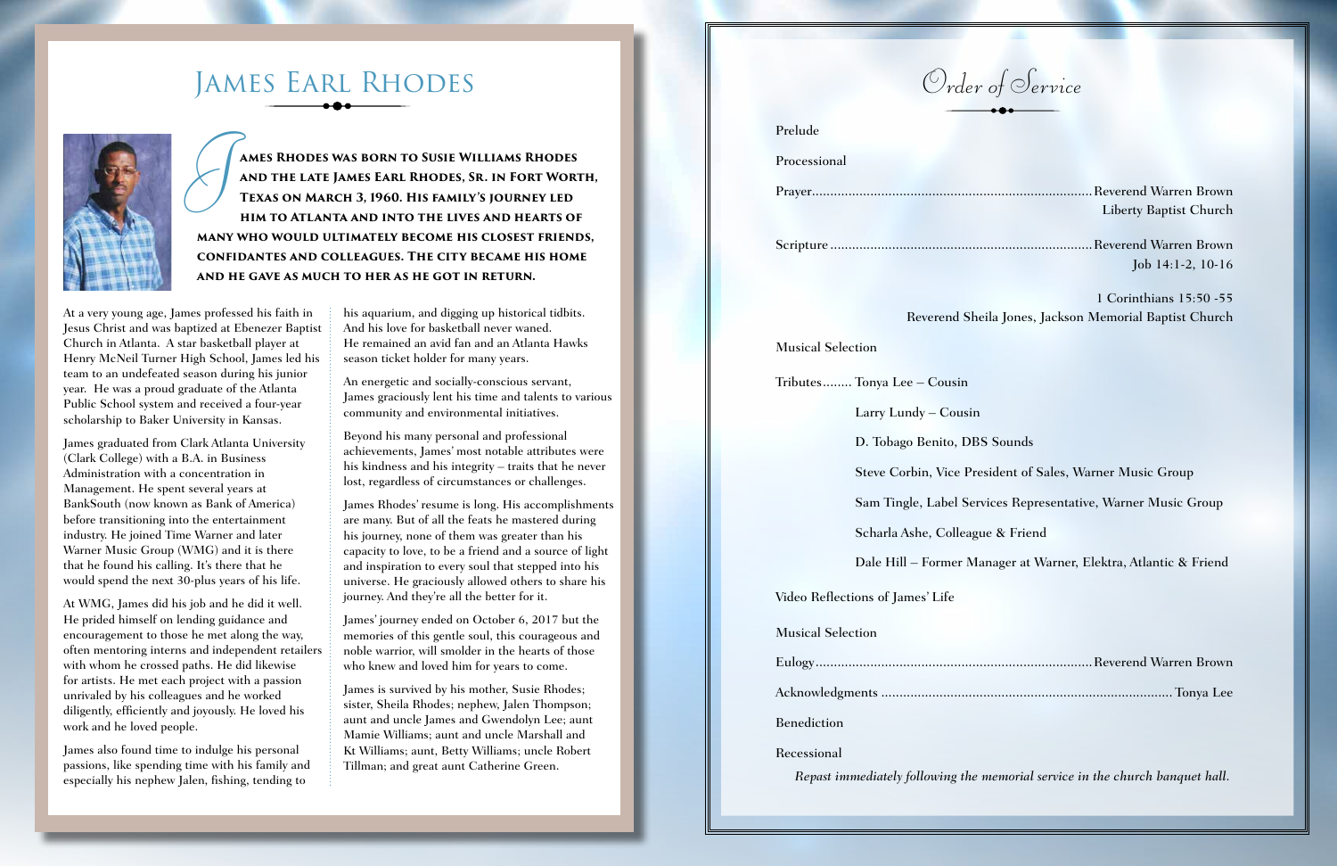# James Earl Rhodes

**James Rhodes was born to Susie Williams Rhodes and the late James Earl Rhodes, Sr. in Fort Worth, Texas on March 3, 1960. His family's journey led him to Atlanta and into the lives and hearts of many who would ultimately become his closest friends, confidantes and colleagues. The city became his home and he gave as much to her as he got in return.**

At a very young age, James professed his faith in Jesus Christ and was baptized at Ebenezer Baptist Church in Atlanta. A star basketball player at Henry McNeil Turner High School, James led his team to an undefeated season during his junior year. He was a proud graduate of the Atlanta Public School system and received a four-year scholarship to Baker University in Kansas.

James graduated from Clark Atlanta University (Clark College) with a B.A. in Business Administration with a concentration in Management. He spent several years at BankSouth (now known as Bank of America) before transitioning into the entertainment industry. He joined Time Warner and later Warner Music Group (WMG) and it is there that he found his calling. It's there that he would spend the next 30-plus years of his life.

At WMG, James did his job and he did it well. He prided himself on lending guidance and encouragement to those he met along the way, often mentoring interns and independent retailers with whom he crossed paths. He did likewise for artists. He met each project with a passion unrivaled by his colleagues and he worked diligently, efficiently and joyously. He loved his work and he loved people.

James also found time to indulge his personal passions, like spending time with his family and especially his nephew Jalen, fishing, tending to his aquarium, and digging up historical tidbits. And his love for basketball never waned. He remained an avid fan and an Atlanta Hawks season ticket holder for many years.

An energetic and socially-conscious servant, James graciously lent his time and talents to various community and environmental initiatives.

Beyond his many personal and professional achievements, James' most notable attributes were his kindness and his integrity – traits that he never lost, regardless of circumstances or challenges.

James Rhodes' resume is long. His accomplishments are many. But of all the feats he mastered during his journey, none of them was greater than his capacity to love, to be a friend and a source of light and inspiration to every soul that stepped into his universe. He graciously allowed others to share his journey. And they're all the better for it.

James' journey ended on October 6, 2017 but the memories of this gentle soul, this courageous and noble warrior, will smolder in the hearts of those who knew and loved him for years to come.

James is survived by his mother, Susie Rhodes; sister, Sheila Rhodes; nephew, Jalen Thompson; aunt and uncle James and Gwendolyn Lee; aunt Mamie Williams; aunt and uncle Marshall and Kt Williams; aunt, Betty Williams; uncle Robert Tillman; and great aunt Catherine Green.

# Order of Service

Prelude

Processional

Prayer.......... Reverend Warren Brown
Liberty Baptist Church

Scripture.......... Reverend Warren Brown
Job 14:1-2, 10-16

1 Corinthians 15:50 -55
Reverend Sheila Jones, Jackson Memorial Baptist Church

Musical Selection

Tributes........ Tonya Lee – Cousin

Larry Lundy – Cousin

D. Tobago Benito, DBS Sounds

Steve Corbin, Vice President of Sales, Warner Music Group

Sam Tingle, Label Services Representative, Warner Music Group

Scharla Ashe, Colleague & Friend

Dale Hill – Former Manager at Warner, Elektra, Atlantic & Friend

Video Reflections of James' Life

Musical Selection

Eulogy.......... Reverend Warren Brown

Acknowledgments.......... Tonya Lee

Benediction

Recessional

*Repast immediately following the memorial service in the church banquet hall.*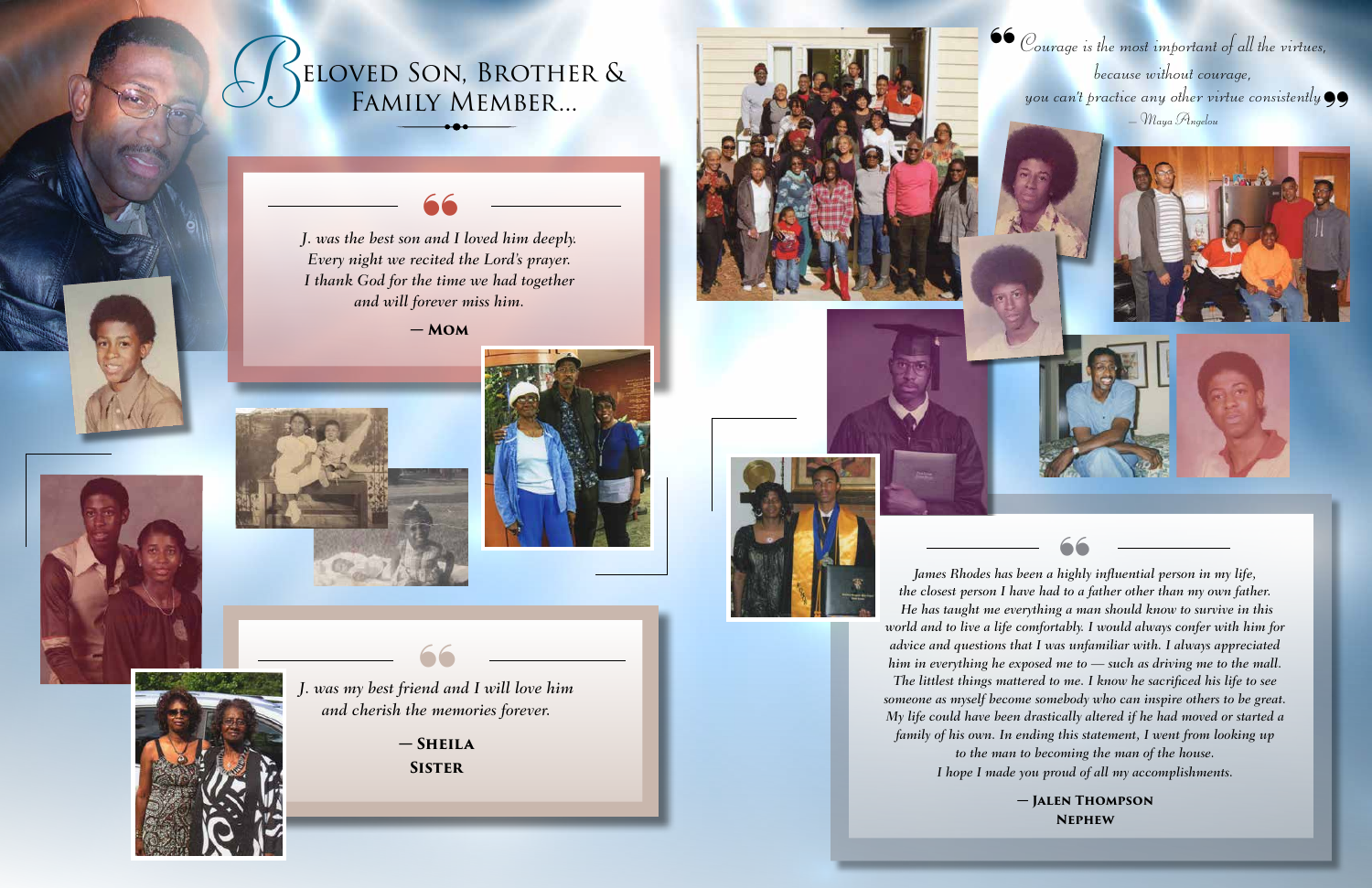# Beloved Son, Brother & Family Member...

> *J. was the best son and I loved him deeply. Every night we recited the Lord's prayer. I thank God for the time we had together and will forever miss him.*
>
> **— Mom**

> *J. was my best friend and I will love him and cherish the memories forever.*
>
> **— Sheila**
> **Sister**

> *"Courage is the most important of all the virtues, because without courage, you can't practice any other virtue consistently"*
>
> *— Maya Angelou*

> *James Rhodes has been a highly influential person in my life, the closest person I have had to a father other than my own father. He has taught me everything a man should know to survive in this world and to live a life comfortably. I would always confer with him for advice and questions that I was unfamiliar with. I always appreciated him in everything he exposed me to — such as driving me to the mall. The littlest things mattered to me. I know he sacrificed his life to see someone as myself become somebody who can inspire others to be great. My life could have been drastically altered if he had moved or started a family of his own. In ending this statement, I went from looking up to the man to becoming the man of the house. I hope I made you proud of all my accomplishments.*
>
> **— Jalen Thompson**
> **Nephew**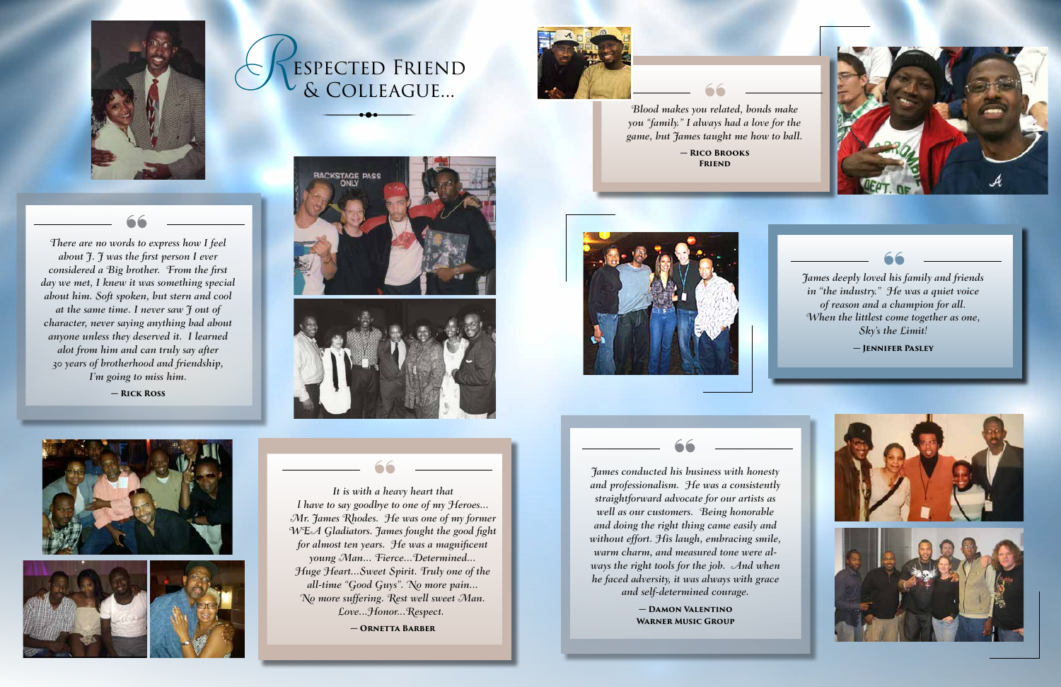# Respected Friend & Colleague...

> *There are no words to express how I feel about J. J was the first person I ever considered a Big brother. From the first day we met, I knew it was something special about him. Soft spoken, but stern and cool at the same time. I never saw J out of character, never saying anything bad about anyone unless they deserved it. I learned alot from him and can truly say after 30 years of brotherhood and friendship, I'm going to miss him.*
>
> — **Rick Ross**

BACKSTAGE PASS ONLY

> *It is with a heavy heart that I have to say goodbye to one of my Heroes... Mr. James Rhodes. He was one of my former WEA Gladiators. James fought the good fight for almost ten years. He was a magnificent young Man... Fierce...Determined... Huge Heart...Sweet Spirit. Truly one of the all-time "Good Guys". No more pain... No more suffering. Rest well sweet Man. Love...Honor...Respect.*
>
> — **Ornetta Barber**

> *Blood makes you related, bonds make you "family." I always had a love for the game, but James taught me how to ball.*
>
> — **Rico Brooks**
> **Friend**

> *James deeply loved his family and friends in "the industry." He was a quiet voice of reason and a champion for all. When the littlest come together as one, Sky's the Limit!*
>
> — **Jennifer Pasley**

> *James conducted his business with honesty and professionalism. He was a consistently straightforward advocate for our artists as well as our customers. Being honorable and doing the right thing came easily and without effort. His laugh, embracing smile, warm charm, and measured tone were always the right tools for the job. And when he faced adversity, it was always with grace and self-determined courage.*
>
> — **Damon Valentino**
> **Warner Music Group**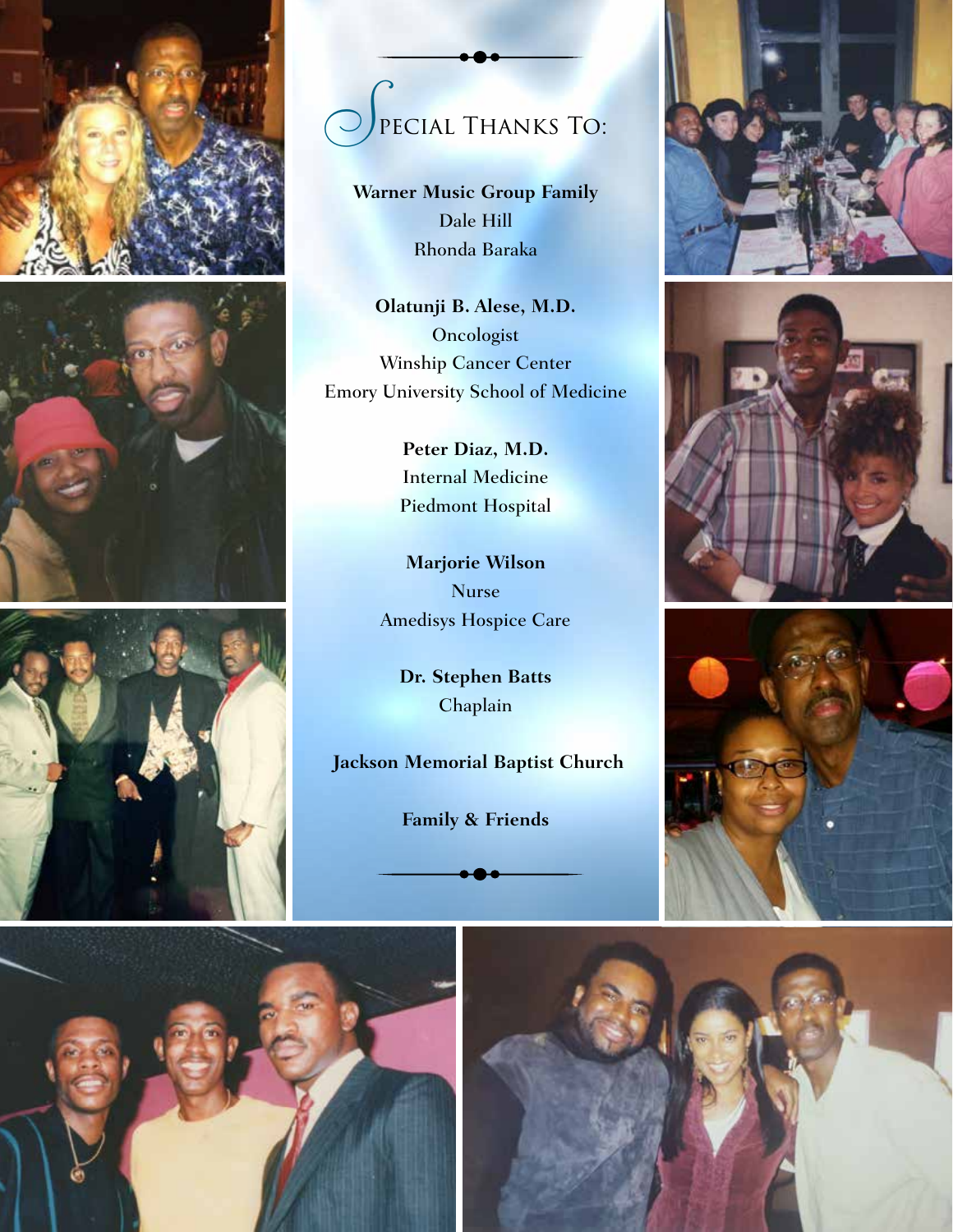# Special Thanks To:

**Warner Music Group Family**
Dale Hill
Rhonda Baraka

**Olatunji B. Alese, M.D.**
Oncologist
Winship Cancer Center
Emory University School of Medicine

**Peter Diaz, M.D.**
Internal Medicine
Piedmont Hospital

**Marjorie Wilson**
Nurse
Amedisys Hospice Care

**Dr. Stephen Batts**
Chaplain

**Jackson Memorial Baptist Church**

**Family & Friends**